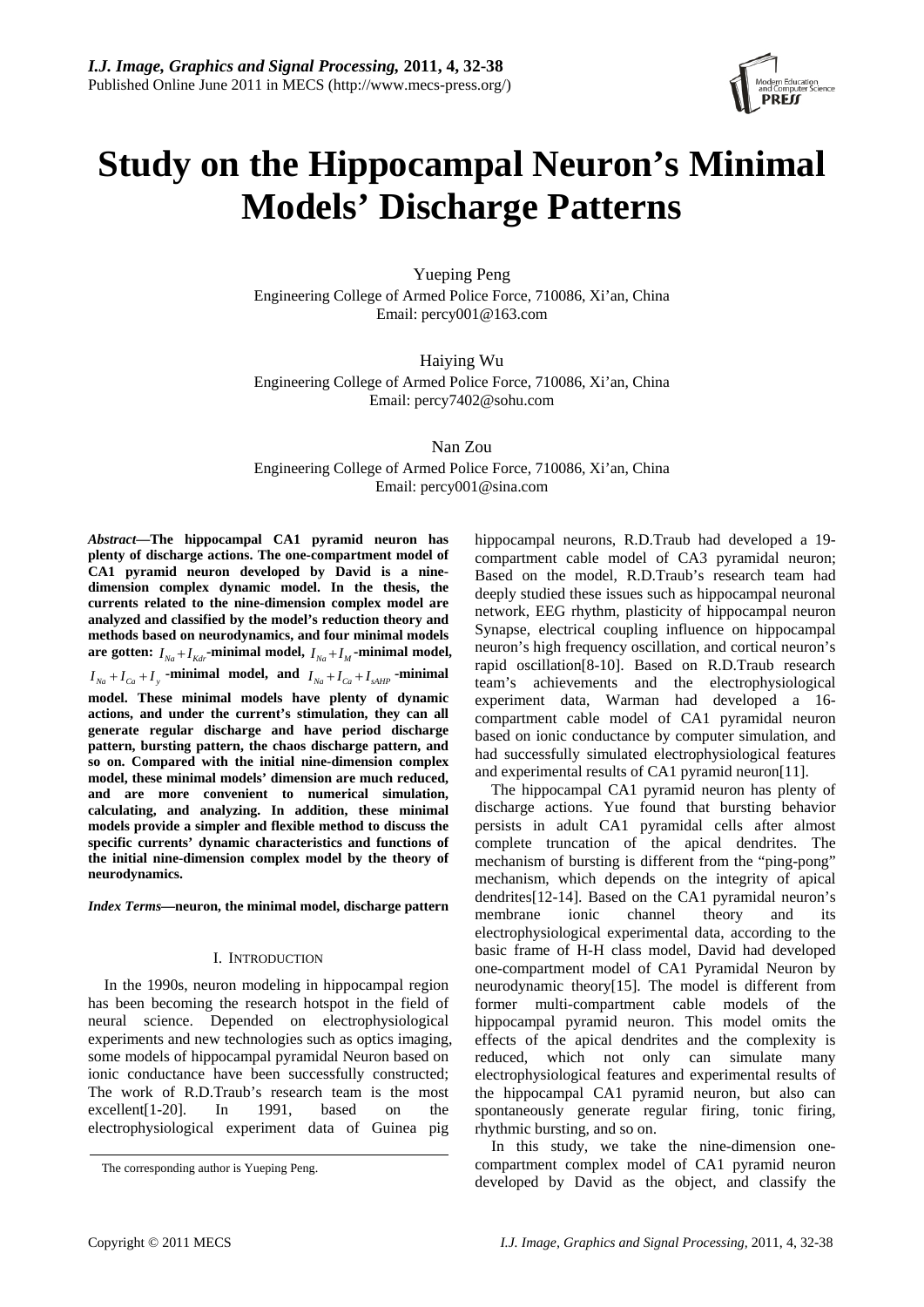# Study on the Hippocampal Neuron's Minimal Models' Discharge Patterns

Yueping Peng
Engineering College of Armed Police Force, 710086, Xi'an, China
Email: percy001@163.com

Haiying Wu
Engineering College of Armed Police Force, 710086, Xi'an, China
Email: percy7402@sohu.com

Nan Zou
Engineering College of Armed Police Force, 710086, Xi'an, China
Email: percy001@sina.com

***Abstract*—The hippocampal CA1 pyramid neuron has plenty of discharge actions. The one-compartment model of CA1 pyramid neuron developed by David is a nine-dimension complex dynamic model. In the thesis, the currents related to the nine-dimension complex model are analyzed and classified by the model's reduction theory and methods based on neurodynamics, and four minimal models are gotten: $I_{Na}+I_{Kdr}$-minimal model, $I_{Na}+I_{M}$-minimal model, $I_{Na}+I_{Ca}+I_{y}$-minimal model, and $I_{Na}+I_{Ca}+I_{sAHP}$-minimal model. These minimal models have plenty of dynamic actions, and under the current's stimulation, they can all generate regular discharge and have period discharge pattern, bursting pattern, the chaos discharge pattern, and so on. Compared with the initial nine-dimension complex model, these minimal models' dimension are much reduced, and are more convenient to numerical simulation, calculating, and analyzing. In addition, these minimal models provide a simpler and flexible method to discuss the specific currents' dynamic characteristics and functions of the initial nine-dimension complex model by the theory of neurodynamics.**

***Index Terms*—neuron, the minimal model, discharge pattern**

## I. Introduction

In the 1990s, neuron modeling in hippocampal region has been becoming the research hotspot in the field of neural science. Depended on electrophysiological experiments and new technologies such as optics imaging, some models of hippocampal pyramidal Neuron based on ionic conductance have been successfully constructed; The work of R.D.Traub's research team is the most excellent[1-20]. In 1991, based on the electrophysiological experiment data of Guinea pig hippocampal neurons, R.D.Traub had developed a 19-compartment cable model of CA3 pyramidal neuron; Based on the model, R.D.Traub's research team had deeply studied these issues such as hippocampal neuronal network, EEG rhythm, plasticity of hippocampal neuron Synapse, electrical coupling influence on hippocampal neuron's high frequency oscillation, and cortical neuron's rapid oscillation[8-10]. Based on R.D.Traub research team's achievements and the electrophysiological experiment data, Warman had developed a 16-compartment cable model of CA1 pyramidal neuron based on ionic conductance by computer simulation, and had successfully simulated electrophysiological features and experimental results of CA1 pyramid neuron[11].

The hippocampal CA1 pyramid neuron has plenty of discharge actions. Yue found that bursting behavior persists in adult CA1 pyramidal cells after almost complete truncation of the apical dendrites. The mechanism of bursting is different from the "ping-pong" mechanism, which depends on the integrity of apical dendrites[12-14]. Based on the CA1 pyramidal neuron's membrane ionic channel theory and its electrophysiological experimental data, according to the basic frame of H-H class model, David had developed one-compartment model of CA1 Pyramidal Neuron by neurodynamic theory[15]. The model is different from former multi-compartment cable models of the hippocampal pyramid neuron. This model omits the effects of the apical dendrites and the complexity is reduced, which not only can simulate many electrophysiological features and experimental results of the hippocampal CA1 pyramid neuron, but also can spontaneously generate regular firing, tonic firing, rhythmic bursting, and so on.

In this study, we take the nine-dimension one-compartment complex model of CA1 pyramid neuron developed by David as the object, and classify the

The corresponding author is Yueping Peng.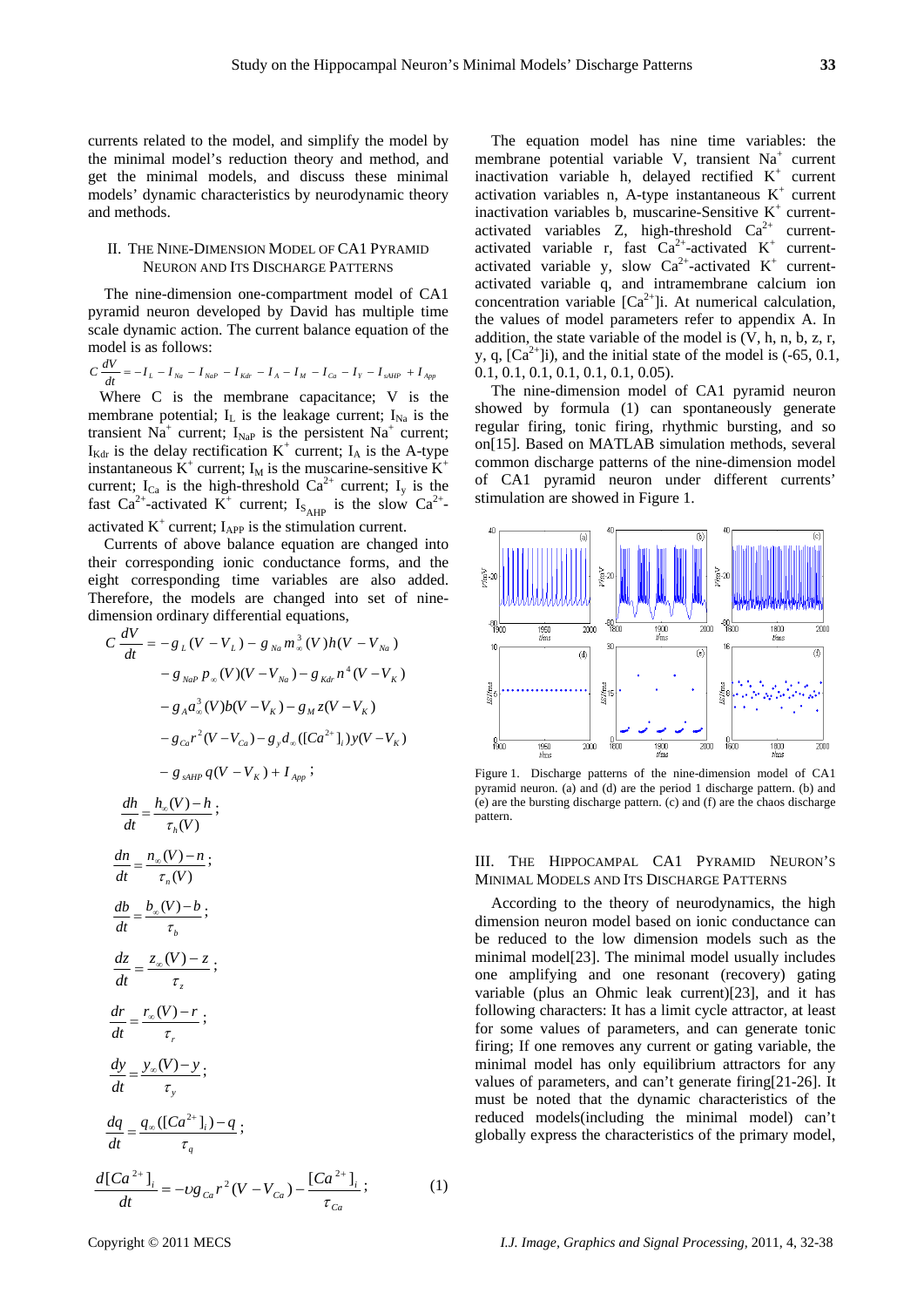currents related to the model, and simplify the model by the minimal model's reduction theory and method, and get the minimal models, and discuss these minimal models' dynamic characteristics by neurodynamic theory and methods.

## II. The Nine-Dimension Model of CA1 Pyramid Neuron and Its Discharge Patterns

The nine-dimension one-compartment model of CA1 pyramid neuron developed by David has multiple time scale dynamic action. The current balance equation of the model is as follows:

$$C\frac{dV}{dt} = -I_L - I_{Na} - I_{NaP} - I_{Kdr} - I_A - I_M - I_{Ca} - I_Y - I_{sAHP} + I_{App}$$

Where C is the membrane capacitance; V is the membrane potential; $I_L$ is the leakage current; $I_{Na}$ is the transient $Na^+$ current; $I_{NaP}$ is the persistent $Na^+$ current; $I_{Kdr}$ is the delay rectification $K^+$ current; $I_A$ is the A-type instantaneous $K^+$ current; $I_M$ is the muscarine-sensitive $K^+$ current; $I_{Ca}$ is the high-threshold $Ca^{2+}$ current; $I_y$ is the fast $Ca^{2+}$-activated $K^+$ current; $I_{S_{AHP}}$ is the slow $Ca^{2+}$-activated $K^+$ current; $I_{APP}$ is the stimulation current.

Currents of above balance equation are changed into their corresponding ionic conductance forms, and the eight corresponding time variables are also added. Therefore, the models are changed into set of nine-dimension ordinary differential equations,

$$\begin{aligned}
C\frac{dV}{dt} &= -g_L(V-V_L) - g_{Na}m_\infty^3(V)h(V-V_{Na}) \\
&\quad - g_{NaP}\,p_\infty(V)(V-V_{Na}) - g_{Kdr}n^4(V-V_K) \\
&\quad - g_A a_\infty^3(V)b(V-V_K) - g_M z(V-V_K) \\
&\quad - g_{Ca}r^2(V-V_{Ca}) - g_y d_\infty([Ca^{2+}]_i)y(V-V_K) \\
&\quad - g_{sAHP}\,q(V-V_K) + I_{App}\,; \\
\frac{dh}{dt} &= \frac{h_\infty(V)-h}{\tau_h(V)}; \\
\frac{dn}{dt} &= \frac{n_\infty(V)-n}{\tau_n(V)}; \\
\frac{db}{dt} &= \frac{b_\infty(V)-b}{\tau_b}; \\
\frac{dz}{dt} &= \frac{z_\infty(V)-z}{\tau_z}; \\
\frac{dr}{dt} &= \frac{r_\infty(V)-r}{\tau_r}; \\
\frac{dy}{dt} &= \frac{y_\infty(V)-y}{\tau_y}; \\
\frac{dq}{dt} &= \frac{q_\infty([Ca^{2+}]_i)-q}{\tau_q}; \\
\frac{d[Ca^{2+}]_i}{dt} &= -\upsilon g_{Ca}r^2(V-V_{Ca}) - \frac{[Ca^{2+}]_i}{\tau_{Ca}};
\end{aligned} \tag{1}$$

The equation model has nine time variables: the membrane potential variable V, transient $Na^+$ current inactivation variable h, delayed rectified $K^+$ current activation variables n, A-type instantaneous $K^+$ current inactivation variables b, muscarine-Sensitive $K^+$ current-activated variables Z, high-threshold $Ca^{2+}$ current-activated variable r, fast $Ca^{2+}$-activated $K^+$ current-activated variable y, slow $Ca^{2+}$-activated $K^+$ current-activated variable q, and intramembrane calcium ion concentration variable $[Ca^{2+}]$i. At numerical calculation, the values of model parameters refer to appendix A. In addition, the state variable of the model is (V, h, n, b, z, r, y, q, $[Ca^{2+}]$i), and the initial state of the model is (-65, 0.1, 0.1, 0.1, 0.1, 0.1, 0.1, 0.1, 0.05).

The nine-dimension model of CA1 pyramid neuron showed by formula (1) can spontaneously generate regular firing, tonic firing, rhythmic bursting, and so on[15]. Based on MATLAB simulation methods, several common discharge patterns of the nine-dimension model of CA1 pyramid neuron under different currents' stimulation are showed in Figure 1.

Figure 1. Discharge patterns of the nine-dimension model of CA1 pyramid neuron. (a) and (d) are the period 1 discharge pattern. (b) and (e) are the bursting discharge pattern. (c) and (f) are the chaos discharge pattern.

## III. The Hippocampal CA1 Pyramid Neuron's Minimal Models and Its Discharge Patterns

According to the theory of neurodynamics, the high dimension neuron model based on ionic conductance can be reduced to the low dimension models such as the minimal model[23]. The minimal model usually includes one amplifying and one resonant (recovery) gating variable (plus an Ohmic leak current)[23], and it has following characters: It has a limit cycle attractor, at least for some values of parameters, and can generate tonic firing; If one removes any current or gating variable, the minimal model has only equilibrium attractors for any values of parameters, and can't generate firing[21-26]. It must be noted that the dynamic characteristics of the reduced models(including the minimal model) can't globally express the characteristics of the primary model,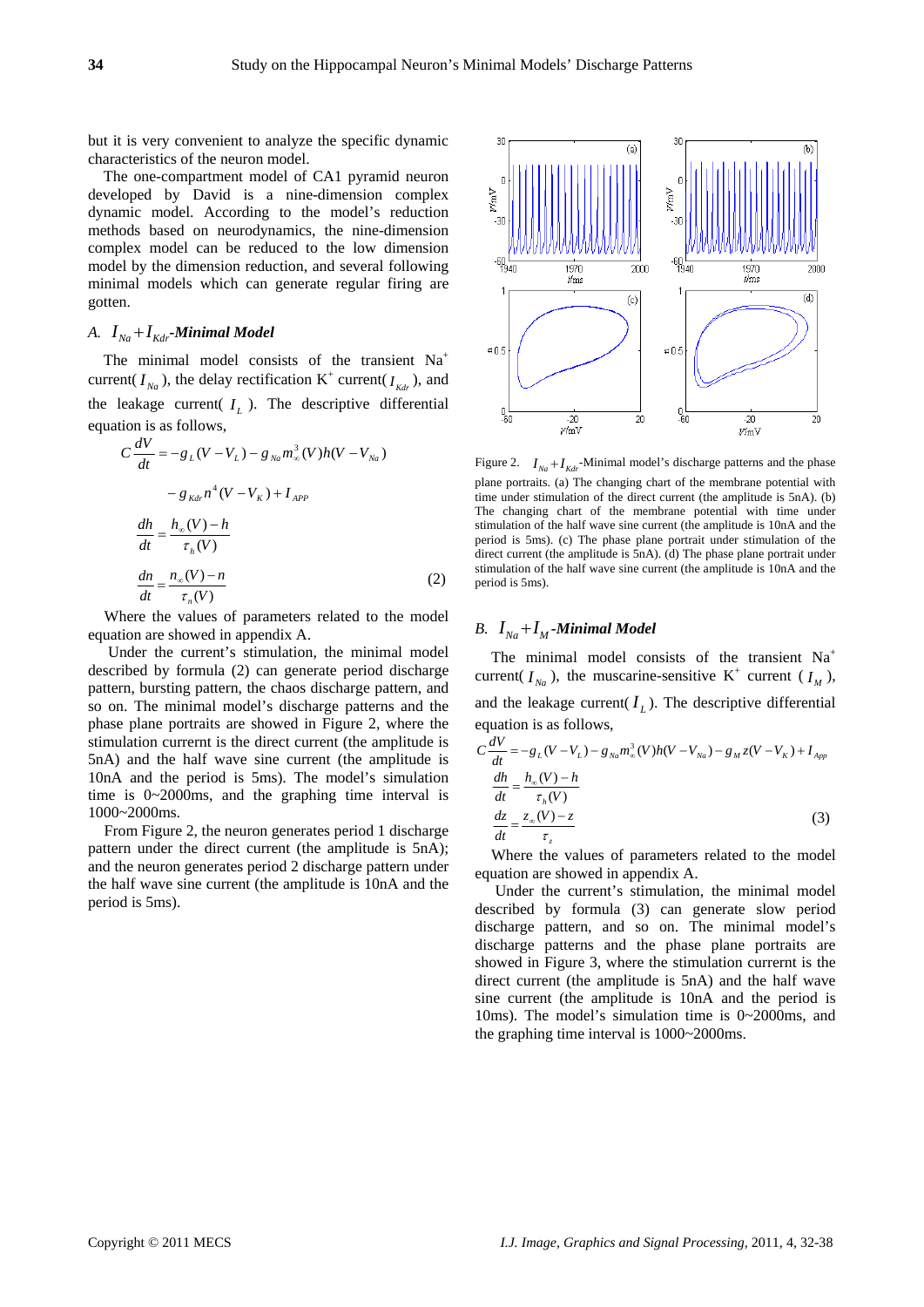but it is very convenient to analyze the specific dynamic characteristics of the neuron model.

The one-compartment model of CA1 pyramid neuron developed by David is a nine-dimension complex dynamic model. According to the model's reduction methods based on neurodynamics, the nine-dimension complex model can be reduced to the low dimension model by the dimension reduction, and several following minimal models which can generate regular firing are gotten.

### *A. $I_{Na}+I_{Kdr}$-Minimal Model*

The minimal model consists of the transient $Na^+$ current( $I_{Na}$ ), the delay rectification $K^+$ current( $I_{Kdr}$ ), and the leakage current( $I_L$ ). The descriptive differential equation is as follows,

$$
\begin{aligned}
C\frac{dV}{dt} &= -g_L(V-V_L) - g_{Na}m_\infty^3(V)h(V-V_{Na}) \\
&\quad - g_{Kdr}n^4(V-V_K) + I_{APP} \\
\frac{dh}{dt} &= \frac{h_\infty(V)-h}{\tau_h(V)} \\
\frac{dn}{dt} &= \frac{n_\infty(V)-n}{\tau_n(V)}
\end{aligned} \tag{2}
$$

Where the values of parameters related to the model equation are showed in appendix A.

Under the current's stimulation, the minimal model described by formula (2) can generate period discharge pattern, bursting pattern, the chaos discharge pattern, and so on. The minimal model's discharge patterns and the phase plane portraits are showed in Figure 2, where the stimulation currernt is the direct current (the amplitude is 5nA) and the half wave sine current (the amplitude is 10nA and the period is 5ms). The model's simulation time is 0~2000ms, and the graphing time interval is 1000~2000ms.

From Figure 2, the neuron generates period 1 discharge pattern under the direct current (the amplitude is 5nA); and the neuron generates period 2 discharge pattern under the half wave sine current (the amplitude is 10nA and the period is 5ms).

Figure 2. $I_{Na}+I_{Kdr}$-Minimal model's discharge patterns and the phase plane portraits. (a) The changing chart of the membrane potential with time under stimulation of the direct current (the amplitude is 5nA). (b) The changing chart of the membrane potential with time under stimulation of the half wave sine current (the amplitude is 10nA and the period is 5ms). (c) The phase plane portrait under stimulation of the direct current (the amplitude is 5nA). (d) The phase plane portrait under stimulation of the half wave sine current (the amplitude is 10nA and the period is 5ms).

### *B. $I_{Na}+I_M$-Minimal Model*

The minimal model consists of the transient $Na^+$ current( $I_{Na}$ ), the muscarine-sensitive $K^+$ current ( $I_M$ ), and the leakage current( $I_L$ ). The descriptive differential equation is as follows,

$$
\begin{aligned}
C\frac{dV}{dt} &= -g_L(V-V_L) - g_{Na}m_\infty^3(V)h(V-V_{Na}) - g_M z(V-V_K) + I_{App} \\
\frac{dh}{dt} &= \frac{h_\infty(V)-h}{\tau_h(V)} \\
\frac{dz}{dt} &= \frac{z_\infty(V)-z}{\tau_z}
\end{aligned} \tag{3}
$$

Where the values of parameters related to the model equation are showed in appendix A.

Under the current's stimulation, the minimal model described by formula (3) can generate slow period discharge pattern, and so on. The minimal model's discharge patterns and the phase plane portraits are showed in Figure 3, where the stimulation currernt is the direct current (the amplitude is 5nA) and the half wave sine current (the amplitude is 10nA and the period is 10ms). The model's simulation time is 0~2000ms, and the graphing time interval is 1000~2000ms.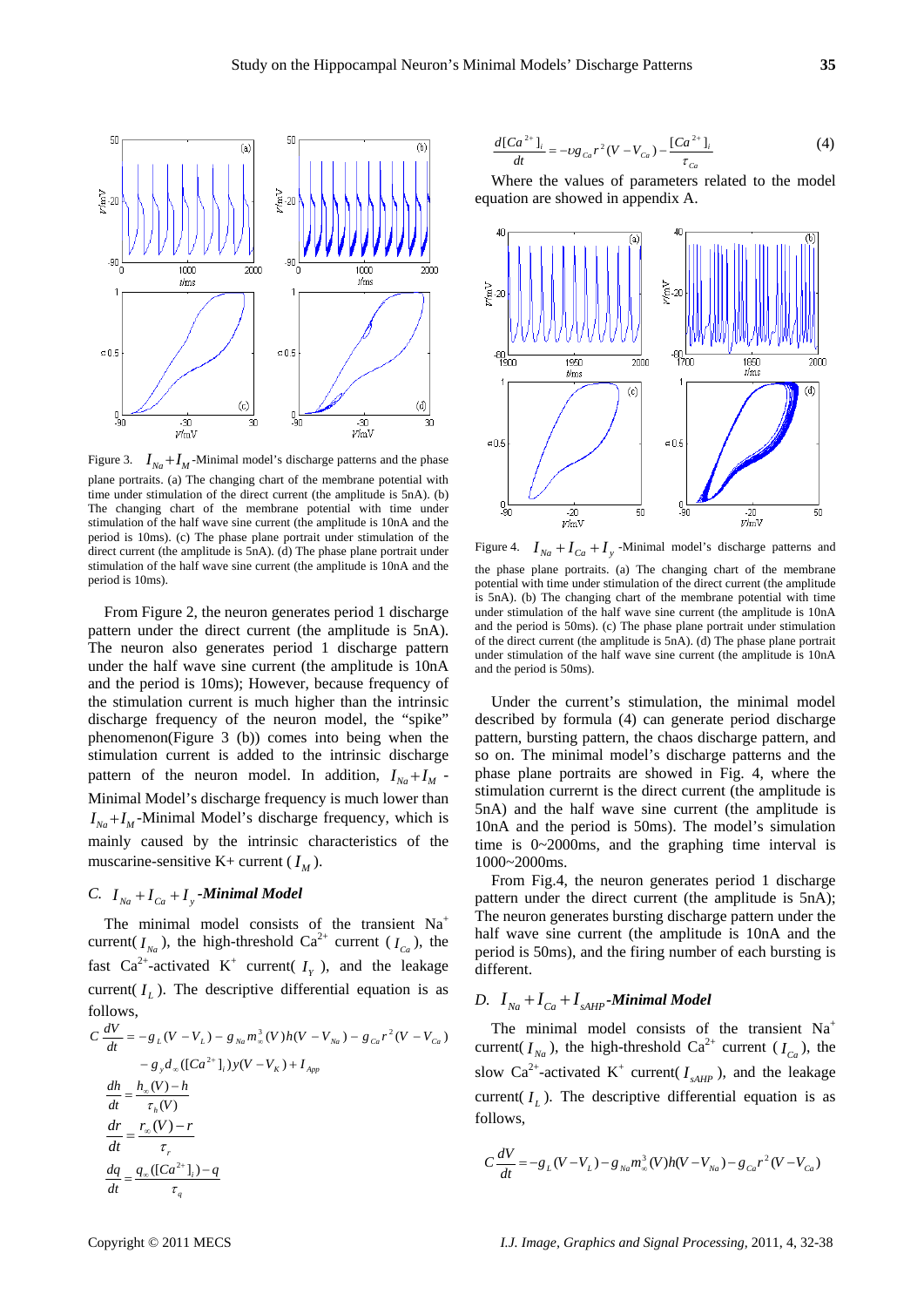Figure 3. $I_{Na}+I_M$-Minimal model's discharge patterns and the phase plane portraits. (a) The changing chart of the membrane potential with time under stimulation of the direct current (the amplitude is 5nA). (b) The changing chart of the membrane potential with time under stimulation of the half wave sine current (the amplitude is 10nA and the period is 10ms). (c) The phase plane portrait under stimulation of the direct current (the amplitude is 5nA). (d) The phase plane portrait under stimulation of the half wave sine current (the amplitude is 10nA and the period is 10ms).

From Figure 2, the neuron generates period 1 discharge pattern under the direct current (the amplitude is 5nA). The neuron also generates period 1 discharge pattern under the half wave sine current (the amplitude is 10nA and the period is 10ms); However, because frequency of the stimulation current is much higher than the intrinsic discharge frequency of the neuron model, the "spike" phenomenon(Figure 3 (b)) comes into being when the stimulation current is added to the intrinsic discharge pattern of the neuron model. In addition, $I_{Na}+I_M$ -Minimal Model's discharge frequency is much lower than $I_{Na}+I_M$-Minimal Model's discharge frequency, which is mainly caused by the intrinsic characteristics of the muscarine-sensitive K+ current ($I_M$).

### C. $I_{Na}+I_{Ca}+I_y$ -Minimal Model

The minimal model consists of the transient $Na^+$ current($I_{Na}$), the high-threshold $Ca^{2+}$ current ($I_{Ca}$), the fast $Ca^{2+}$-activated $K^+$ current( $I_Y$ ), and the leakage current( $I_L$ ). The descriptive differential equation is as follows,

$$C\frac{dV}{dt} = -g_L(V-V_L) - g_{Na}m_\infty^3(V)h(V-V_{Na}) - g_{Ca}r^2(V-V_{Ca})$$
$$- g_y d_\infty([Ca^{2+}]_i)y(V-V_K) + I_{App}$$
$$\frac{dh}{dt} = \frac{h_\infty(V)-h}{\tau_h(V)}$$
$$\frac{dr}{dt} = \frac{r_\infty(V)-r}{\tau_r}$$
$$\frac{dq}{dt} = \frac{q_\infty([Ca^{2+}]_i)-q}{\tau_q}$$

$$\frac{d[Ca^{2+}]_i}{dt} = -\upsilon g_{Ca}r^2(V-V_{Ca}) - \frac{[Ca^{2+}]_i}{\tau_{Ca}} \tag{4}$$

Where the values of parameters related to the model equation are showed in appendix A.

Figure 4. $I_{Na}+I_{Ca}+I_y$ -Minimal model's discharge patterns and the phase plane portraits. (a) The changing chart of the membrane potential with time under stimulation of the direct current (the amplitude is 5nA). (b) The changing chart of the membrane potential with time under stimulation of the half wave sine current (the amplitude is 10nA and the period is 50ms). (c) The phase plane portrait under stimulation of the direct current (the amplitude is 5nA). (d) The phase plane portrait under stimulation of the half wave sine current (the amplitude is 10nA and the period is 50ms).

Under the current's stimulation, the minimal model described by formula (4) can generate period discharge pattern, bursting pattern, the chaos discharge pattern, and so on. The minimal model's discharge patterns and the phase plane portraits are showed in Fig. 4, where the stimulation currernt is the direct current (the amplitude is 5nA) and the half wave sine current (the amplitude is 10nA and the period is 50ms). The model's simulation time is 0~2000ms, and the graphing time interval is 1000~2000ms.

From Fig.4, the neuron generates period 1 discharge pattern under the direct current (the amplitude is 5nA); The neuron generates bursting discharge pattern under the half wave sine current (the amplitude is 10nA and the period is 50ms), and the firing number of each bursting is different.

### D. $I_{Na}+I_{Ca}+I_{sAHP}$-Minimal Model

The minimal model consists of the transient $Na^+$ current($I_{Na}$), the high-threshold $Ca^{2+}$ current ($I_{Ca}$), the slow $Ca^{2+}$-activated $K^+$ current( $I_{sAHP}$ ), and the leakage current( $I_L$ ). The descriptive differential equation is as follows,

$$C\frac{dV}{dt} = -g_L(V-V_L) - g_{Na}m_\infty^3(V)h(V-V_{Na}) - g_{Ca}r^2(V-V_{Ca})$$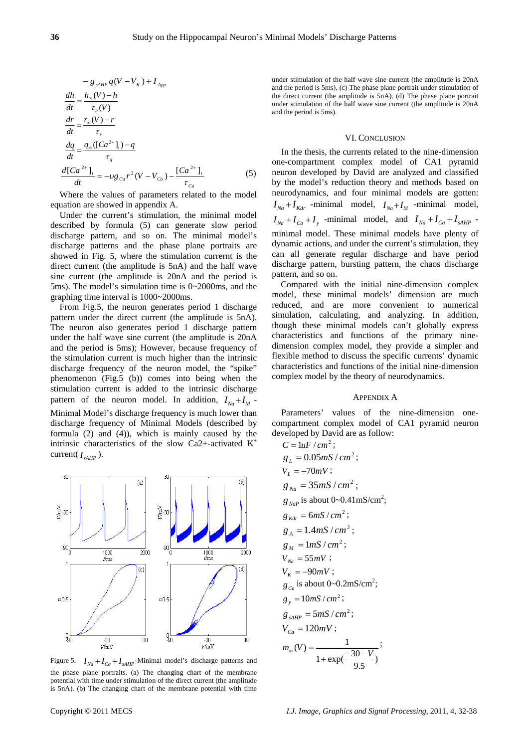$$- g_{sAHP} q(V - V_K) + I_{App}$$

$$\frac{dh}{dt} = \frac{h_\infty(V) - h}{\tau_h(V)}$$

$$\frac{dr}{dt} = \frac{r_\infty(V) - r}{\tau_r}$$

$$\frac{dq}{dt} = \frac{q_\infty([Ca^{2+}]_i) - q}{\tau_q}$$

$$\frac{d[Ca^{2+}]_i}{dt} = -\upsilon g_{Ca} r^2 (V - V_{Ca}) - \frac{[Ca^{2+}]_i}{\tau_{Ca}} \tag{5}$$

Where the values of parameters related to the model equation are showed in appendix A.

Under the current's stimulation, the minimal model described by formula (5) can generate slow period discharge pattern, and so on. The minimal model's discharge patterns and the phase plane portraits are showed in Fig. 5, where the stimulation currernt is the direct current (the amplitude is 5nA) and the half wave sine current (the amplitude is 20nA and the period is 5ms). The model's simulation time is 0~2000ms, and the graphing time interval is 1000~2000ms.

From Fig.5, the neuron generates period 1 discharge pattern under the direct current (the amplitude is 5nA). The neuron also generates period 1 discharge pattern under the half wave sine current (the amplitude is 20nA and the period is 5ms); However, because frequency of the stimulation current is much higher than the intrinsic discharge frequency of the neuron model, the "spike" phenomenon (Fig.5 (b)) comes into being when the stimulation current is added to the intrinsic discharge pattern of the neuron model. In addition, $I_{Na}+I_M$ -Minimal Model's discharge frequency is much lower than discharge frequency of Minimal Models (described by formula (2) and (4)), which is mainly caused by the intrinsic characteristics of the slow Ca2+-activated $K^+$ current($I_{sAHP}$).

Figure 5. $I_{Na}+I_{Ca}+I_{sAHP}$-Minimal model's discharge patterns and the phase plane portraits. (a) The changing chart of the membrane potential with time under stimulation of the direct current (the amplitude is 5nA). (b) The changing chart of the membrane potential with time under stimulation of the half wave sine current (the amplitude is 20nA and the period is 5ms). (c) The phase plane portrait under stimulation of the direct current (the amplitude is 5nA). (d) The phase plane portrait under stimulation of the half wave sine current (the amplitude is 20nA and the period is 5ms).

## VI. Conclusion

In the thesis, the currents related to the nine-dimension one-compartment complex model of CA1 pyramid neuron developed by David are analyzed and classified by the model's reduction theory and methods based on neurodynamics, and four minimal models are gotten: $I_{Na}+I_{Kdr}$ -minimal model, $I_{Na}+I_M$ -minimal model, $I_{Na}+I_{Ca}+I_y$ -minimal model, and $I_{Na}+I_{Ca}+I_{sAHP}$ -minimal model. These minimal models have plenty of dynamic actions, and under the current's stimulation, they can all generate regular discharge and have period discharge pattern, bursting pattern, the chaos discharge pattern, and so on.

Compared with the initial nine-dimension complex model, these minimal models' dimension are much reduced, and are more convenient to numerical simulation, calculating, and analyzing. In addition, though these minimal models can't globally express characteristics and functions of the primary nine-dimension complex model, they provide a simpler and flexible method to discuss the specific currents' dynamic characteristics and functions of the initial nine-dimension complex model by the theory of neurodynamics.

## Appendix A

Parameters' values of the nine-dimension one-compartment complex model of CA1 pyramid neuron developed by David are as follow:

$C = 1uF/cm^2$;

$g_L = 0.05mS/cm^2$;

$V_L = -70mV$;

$g_{Na} = 35mS/cm^2$;

$g_{NaP}$ is about 0~0.41mS/cm$^2$;

$g_{Kdr} = 6mS/cm^2$;

$g_A = 1.4mS/cm^2$;

$g_M = 1mS/cm^2$;

$V_{Na} = 55mV$;

$V_K = -90mV$;

$g_{Ca}$ is about 0~0.2mS/cm$^2$;

$g_y = 10mS/cm^2$;

$g_{sAHP} = 5mS/cm^2$;

$V_{Ca} = 120mV$;

$$m_\infty(V) = \frac{1}{1+\exp(\frac{-30-V}{9.5})};$$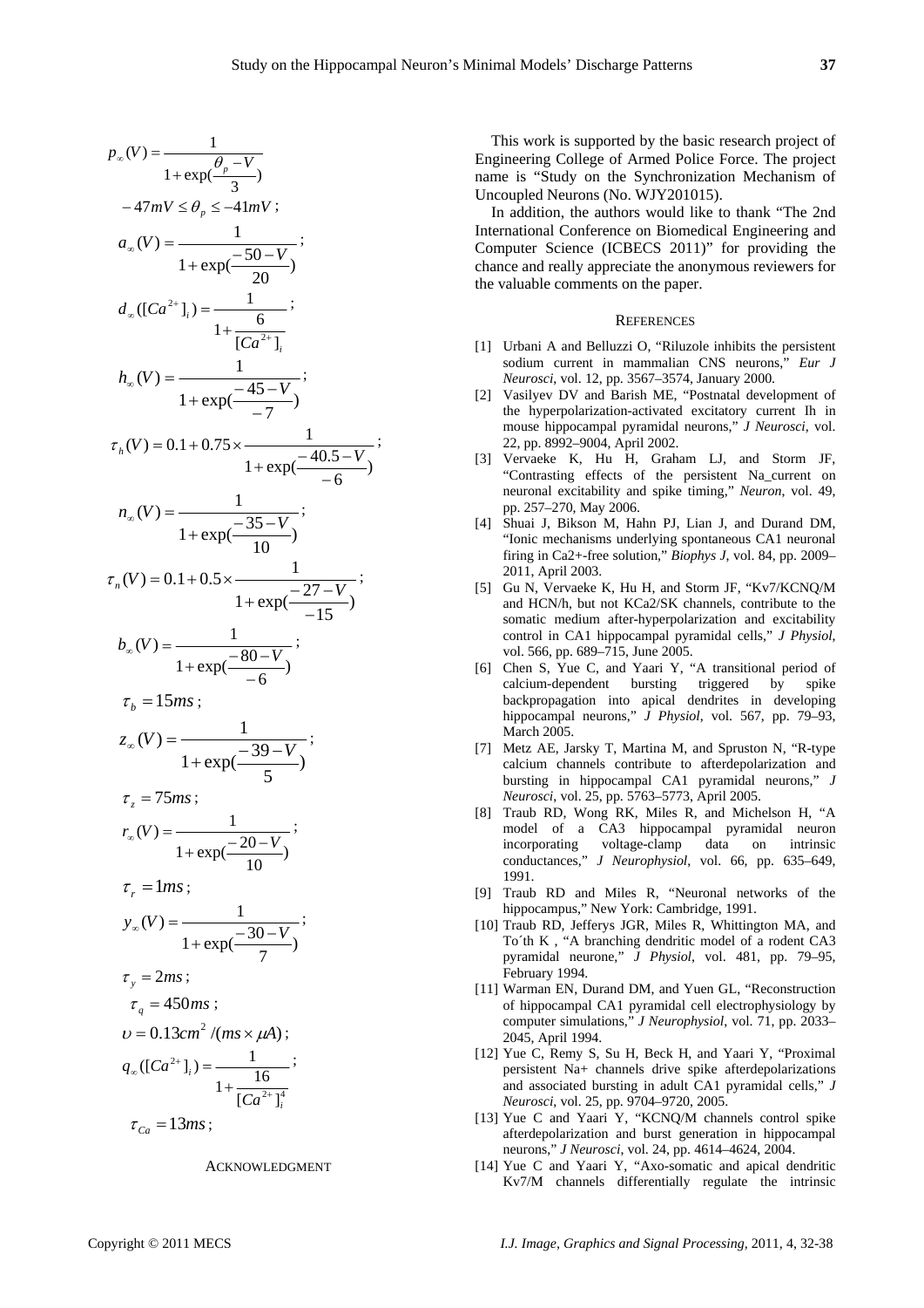$$p_{\infty}(V) = \frac{1}{1+\exp(\frac{\theta_p - V}{3})}$$

$$-47mV \le \theta_p \le -41mV;$$

$$a_{\infty}(V) = \frac{1}{1+\exp(\frac{-50-V}{20})};$$

$$d_{\infty}([Ca^{2+}]_i) = \frac{1}{1+\frac{6}{[Ca^{2+}]_i}};$$

$$h_{\infty}(V) = \frac{1}{1+\exp(\frac{-45-V}{-7})};$$

$$\tau_h(V) = 0.1 + 0.75 \times \frac{1}{1+\exp(\frac{-40.5-V}{-6})};$$

$$n_{\infty}(V) = \frac{1}{1+\exp(\frac{-35-V}{10})};$$

$$\tau_n(V) = 0.1 + 0.5 \times \frac{1}{1+\exp(\frac{-27-V}{-15})};$$

$$b_{\infty}(V) = \frac{1}{1+\exp(\frac{-80-V}{-6})};$$

$$\tau_b = 15ms;$$

$$z_{\infty}(V) = \frac{1}{1+\exp(\frac{-39-V}{5})};$$

$$\tau_z = 75ms;$$

$$r_{\infty}(V) = \frac{1}{1+\exp(\frac{-20-V}{10})};$$

$$\tau_r = 1ms;$$

$$y_{\infty}(V) = \frac{1}{1+\exp(\frac{-30-V}{7})};$$

$$\tau_y = 2ms;$$

$$\tau_q = 450ms;$$

$$\upsilon = 0.13cm^2/(ms \times \mu A);$$

$$q_{\infty}([Ca^{2+}]_i) = \frac{1}{1+\frac{16}{[Ca^{2+}]_i^4}};$$

$$\tau_{Ca} = 13ms;$$

## ACKNOWLEDGMENT

This work is supported by the basic research project of Engineering College of Armed Police Force. The project name is "Study on the Synchronization Mechanism of Uncoupled Neurons (No. WJY201015).

In addition, the authors would like to thank "The 2nd International Conference on Biomedical Engineering and Computer Science (ICBECS 2011)" for providing the chance and really appreciate the anonymous reviewers for the valuable comments on the paper.

## REFERENCES

[1] Urbani A and Belluzzi O, "Riluzole inhibits the persistent sodium current in mammalian CNS neurons," *Eur J Neurosci*, vol. 12, pp. 3567–3574, January 2000.

[2] Vasilyev DV and Barish ME, "Postnatal development of the hyperpolarization-activated excitatory current Ih in mouse hippocampal pyramidal neurons," *J Neurosci*, vol. 22, pp. 8992–9004, April 2002.

[3] Vervaeke K, Hu H, Graham LJ, and Storm JF, "Contrasting effects of the persistent Na_current on neuronal excitability and spike timing," *Neuron*, vol. 49, pp. 257–270, May 2006.

[4] Shuai J, Bikson M, Hahn PJ, Lian J, and Durand DM, "Ionic mechanisms underlying spontaneous CA1 neuronal firing in Ca2+-free solution," *Biophys J*, vol. 84, pp. 2009–2011, April 2003.

[5] Gu N, Vervaeke K, Hu H, and Storm JF, "Kv7/KCNQ/M and HCN/h, but not KCa2/SK channels, contribute to the somatic medium after-hyperpolarization and excitability control in CA1 hippocampal pyramidal cells," *J Physiol*, vol. 566, pp. 689–715, June 2005.

[6] Chen S, Yue C, and Yaari Y, "A transitional period of calcium-dependent bursting triggered by spike backpropagation into apical dendrites in developing hippocampal neurons," *J Physiol*, vol. 567, pp. 79–93, March 2005.

[7] Metz AE, Jarsky T, Martina M, and Spruston N, "R-type calcium channels contribute to afterdepolarization and bursting in hippocampal CA1 pyramidal neurons," *J Neurosci*, vol. 25, pp. 5763–5773, April 2005.

[8] Traub RD, Wong RK, Miles R, and Michelson H, "A model of a CA3 hippocampal pyramidal neuron incorporating voltage-clamp data on intrinsic conductances," *J Neurophysiol*, vol. 66, pp. 635–649, 1991.

[9] Traub RD and Miles R, "Neuronal networks of the hippocampus," New York: Cambridge, 1991.

[10] Traub RD, Jefferys JGR, Miles R, Whittington MA, and To´th K , "A branching dendritic model of a rodent CA3 pyramidal neurone," *J Physiol*, vol. 481, pp. 79–95, February 1994.

[11] Warman EN, Durand DM, and Yuen GL, "Reconstruction of hippocampal CA1 pyramidal cell electrophysiology by computer simulations," *J Neurophysiol*, vol. 71, pp. 2033–2045, April 1994.

[12] Yue C, Remy S, Su H, Beck H, and Yaari Y, "Proximal persistent Na+ channels drive spike afterdepolarizations and associated bursting in adult CA1 pyramidal cells," *J Neurosci*, vol. 25, pp. 9704–9720, 2005.

[13] Yue C and Yaari Y, "KCNQ/M channels control spike afterdepolarization and burst generation in hippocampal neurons," *J Neurosci*, vol. 24, pp. 4614–4624, 2004.

[14] Yue C and Yaari Y, "Axo-somatic and apical dendritic Kv7/M channels differentially regulate the intrinsic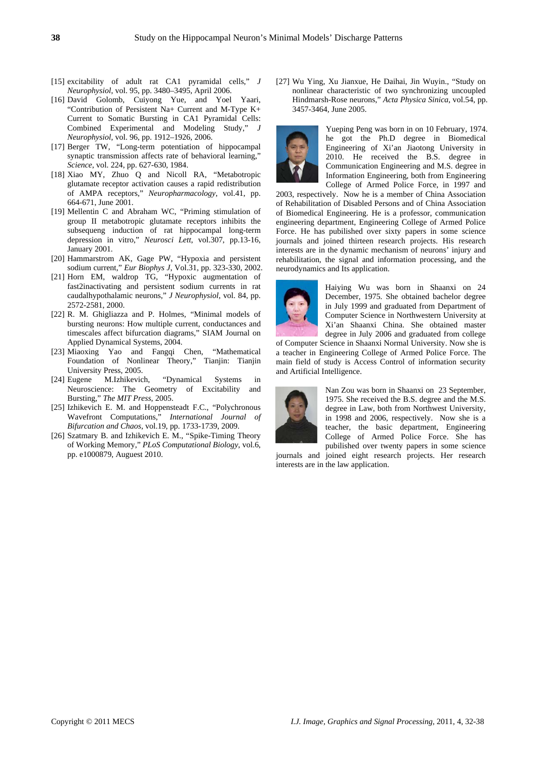[15] excitability of adult rat CA1 pyramidal cells," *J Neurophysiol*, vol. 95, pp. 3480–3495, April 2006.

[16] David Golomb, Cuiyong Yue, and Yoel Yaari, "Contribution of Persistent Na+ Current and M-Type K+ Current to Somatic Bursting in CA1 Pyramidal Cells: Combined Experimental and Modeling Study," *J Neurophysiol*, vol. 96, pp. 1912–1926, 2006.

[17] Berger TW, "Long-term potentiation of hippocampal synaptic transmission affects rate of behavioral learning," *Science*, vol. 224, pp. 627-630, 1984.

[18] Xiao MY, Zhuo Q and Nicoll RA, "Metabotropic glutamate receptor activation causes a rapid redistribution of AMPA receptors," *Neuropharmacology*, vol.41, pp. 664-671, June 2001.

[19] Mellentin C and Abraham WC, "Priming stimulation of group II metabotropic glutamate receptors inhibits the subsequeng induction of rat hippocampal long-term depression in vitro," *Neurosci Lett*, vol.307, pp.13-16, January 2001.

[20] Hammarstrom AK, Gage PW, "Hypoxia and persistent sodium current," *Eur Biophys J*, Vol.31, pp. 323-330, 2002.

[21] Horn EM, waldrop TG, "Hypoxic augmentation of fast2inactivating and persistent sodium currents in rat caudalhypothalamic neurons," *J Neurophysiol*, vol. 84, pp. 2572-2581, 2000.

[22] R. M. Ghigliazza and P. Holmes, "Minimal models of bursting neurons: How multiple current, conductances and timescales affect bifurcation diagrams," SIAM Journal on Applied Dynamical Systems, 2004.

[23] Miaoxing Yao and Fangqi Chen, "Mathematical Foundation of Nonlinear Theory," Tianjin: Tianjin University Press, 2005.

[24] Eugene M.Izhikevich, "Dynamical Systems in Neuroscience: The Geometry of Excitability and Bursting," *The MIT Press*, 2005.

[25] Izhikevich E. M. and Hoppensteadt F.C., "Polychronous Wavefront Computations," *International Journal of Bifurcation and Chaos*, vol.19, pp. 1733-1739, 2009.

[26] Szatmary B. and Izhikevich E. M., "Spike-Timing Theory of Working Memory," *PLoS Computational Biology*, vol.6, pp. e1000879, Auguest 2010.

[27] Wu Ying, Xu Jianxue, He Daihai, Jin Wuyin., "Study on nonlinear characteristic of two synchronizing uncoupled Hindmarsh-Rose neurons," *Acta Physica Sinica*, vol.54, pp. 3457-3464, June 2005.

Yueping Peng was born in on 10 February, 1974. he got the Ph.D degree in Biomedical Engineering of Xi'an Jiaotong University in 2010. He received the B.S. degree in Communication Engineering and M.S. degree in Information Engineering, both from Engineering College of Armed Police Force, in 1997 and 2003, respectively. Now he is a member of China Association of Rehabilitation of Disabled Persons and of China Association of Biomedical Engineering. He is a professor, communication engineering department, Engineering College of Armed Police Force. He has pubilished over sixty papers in some science journals and joined thirteen research projects. His research interests are in the dynamic mechanism of neurons' injury and rehabilitation, the signal and information processing, and the neurodynamics and Its application.

Haiying Wu was born in Shaanxi on 24 December, 1975. She obtained bachelor degree in July 1999 and graduated from Department of Computer Science in Northwestern University at Xi'an Shaanxi China. She obtained master degree in July 2006 and graduated from college of Computer Science in Shaanxi Normal University. Now she is a teacher in Engineering College of Armed Police Force. The main field of study is Access Control of information security and Artificial Intelligence.

Nan Zou was born in Shaanxi on 23 September, 1975. She received the B.S. degree and the M.S. degree in Law, both from Northwest University, in 1998 and 2006, respectively. Now she is a teacher, the basic department, Engineering College of Armed Police Force. She has pubilished over twenty papers in some science journals and joined eight research projects. Her research interests are in the law application.